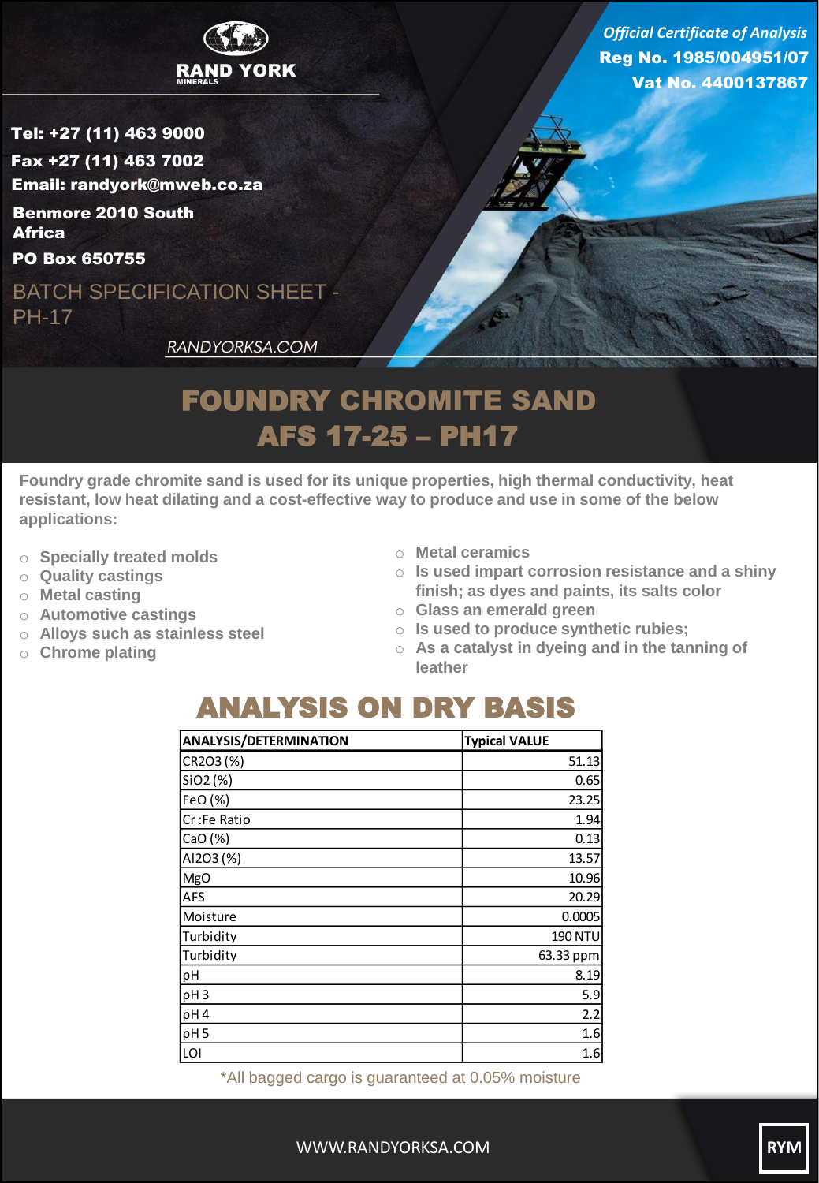**RAND YORK**
MINERALS

*Official Certificate of Analysis*
**Reg No. 1985/004951/07**
**Vat No. 4400137867**

**Tel: +27 (11) 463 9000**
**Fax +27 (11) 463 7002**
**Email: randyork@mweb.co.za**
**Benmore 2010 South Africa**
**PO Box 650755**

BATCH SPECIFICATION SHEET - PH-17

*RANDYORKSA.COM*

# FOUNDRY CHROMITE SAND
# AFS 17-25 – PH17

**Foundry grade chromite sand is used for its unique properties, high thermal conductivity, heat resistant, low heat dilating and a cost-effective way to produce and use in some of the below applications:**

- Specially treated molds
- Quality castings
- Metal casting
- Automotive castings
- Alloys such as stainless steel
- Chrome plating
- Metal ceramics
- Is used impart corrosion resistance and a shiny finish; as dyes and paints, its salts color
- Glass an emerald green
- Is used to produce synthetic rubies;
- As a catalyst in dyeing and in the tanning of leather

## ANALYSIS ON DRY BASIS

| ANALYSIS/DETERMINATION | Typical VALUE |
|---|---|
| CR2O3 (%) | 51.13 |
| SiO2 (%) | 0.65 |
| FeO (%) | 23.25 |
| Cr :Fe Ratio | 1.94 |
| CaO (%) | 0.13 |
| Al2O3 (%) | 13.57 |
| MgO | 10.96 |
| AFS | 20.29 |
| Moisture | 0.0005 |
| Turbidity | 190 NTU |
| Turbidity | 63.33 ppm |
| pH | 8.19 |
| pH 3 | 5.9 |
| pH 4 | 2.2 |
| pH 5 | 1.6 |
| LOI | 1.6 |

*All bagged cargo is guaranteed at 0.05% moisture

WWW.RANDYORKSA.COM

RYM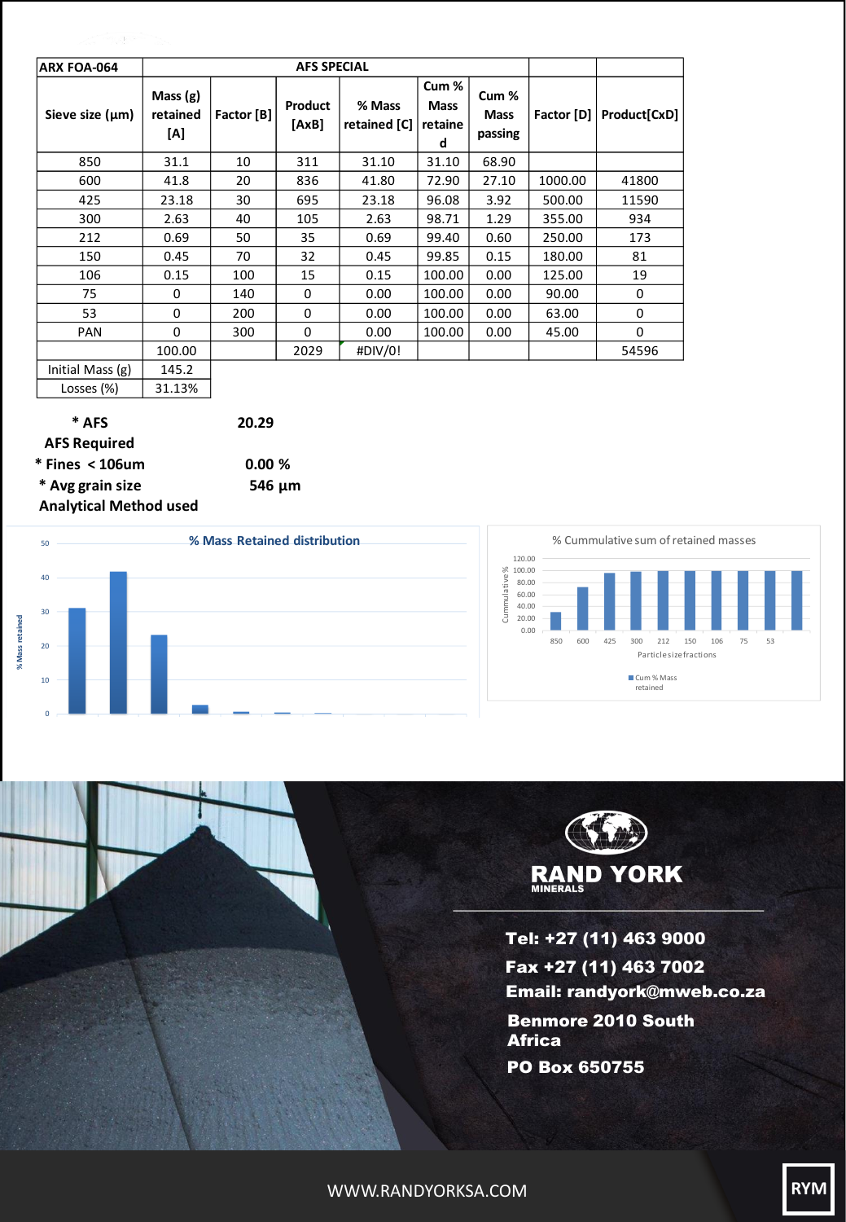| ARX FOA-064 | AFS SPECIAL | | | | | | | |
|---|---|---|---|---|---|---|---|---|
| Sieve size (µm) | Mass (g) retained [A] | Factor [B] | Product [AxB] | % Mass retained [C] | Cum % Mass retained | Cum % Mass passing | Factor [D] | Product[CxD] |
| 850 | 31.1 | 10 | 311 | 31.10 | 31.10 | 68.90 | | |
| 600 | 41.8 | 20 | 836 | 41.80 | 72.90 | 27.10 | 1000.00 | 41800 |
| 425 | 23.18 | 30 | 695 | 23.18 | 96.08 | 3.92 | 500.00 | 11590 |
| 300 | 2.63 | 40 | 105 | 2.63 | 98.71 | 1.29 | 355.00 | 934 |
| 212 | 0.69 | 50 | 35 | 0.69 | 99.40 | 0.60 | 250.00 | 173 |
| 150 | 0.45 | 70 | 32 | 0.45 | 99.85 | 0.15 | 180.00 | 81 |
| 106 | 0.15 | 100 | 15 | 0.15 | 100.00 | 0.00 | 125.00 | 19 |
| 75 | 0 | 140 | 0 | 0.00 | 100.00 | 0.00 | 90.00 | 0 |
| 53 | 0 | 200 | 0 | 0.00 | 100.00 | 0.00 | 63.00 | 0 |
| PAN | 0 | 300 | 0 | 0.00 | 100.00 | 0.00 | 45.00 | 0 |
| | 100.00 | | 2029 | #DIV/0! | | | | 54596 |
| Initial Mass (g) | 145.2 | | | | | | | |
| Losses (%) | 31.13% | | | | | | | |

**\* AFS** 20.29

**AFS Required**

**\* Fines < 106um** 0.00 %

**\* Avg grain size** 546 µm

**Analytical Method used**

% Mass Retained distribution

% Mass retained

50
40
30
20
10
0

% Cummulative sum of retained masses

Cummulative %

120.00
100.00
80.00
60.00
40.00
20.00
0.00

850 600 425 300 212 150 106 75 53

Particle size fractions

Cum % Mass retained

**RAND YORK MINERALS**

**Tel: +27 (11) 463 9000**

**Fax +27 (11) 463 7002**

**Email: randyork@mweb.co.za**

**Benmore 2010 South Africa**

**PO Box 650755**

WWW.RANDYORKSA.COM

RYM